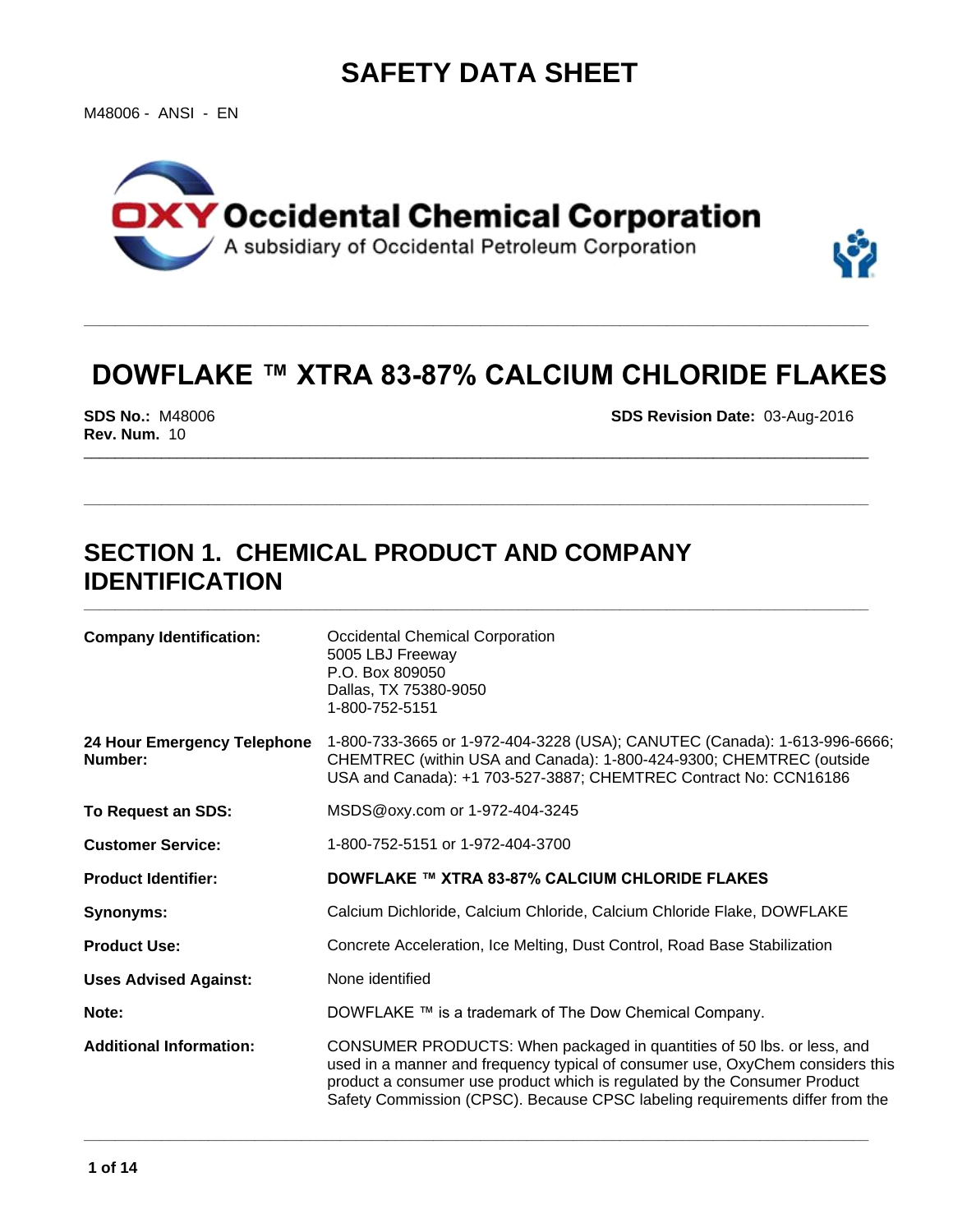# SAFETY DATA SHEET

M48006 - ANSI - EN

**Occidental Chemical Corporation**
A subsidiary of Occidental Petroleum Corporation

## DOWFLAKE ™ XTRA 83-87% CALCIUM CHLORIDE FLAKES

**SDS No.:** M48006
**Rev. Num.** 10

**SDS Revision Date:** 03-Aug-2016

## SECTION 1. CHEMICAL PRODUCT AND COMPANY IDENTIFICATION

| | |
|---|---|
| **Company Identification:** | Occidental Chemical Corporation<br>5005 LBJ Freeway<br>P.O. Box 809050<br>Dallas, TX 75380-9050<br>1-800-752-5151 |
| **24 Hour Emergency Telephone Number:** | 1-800-733-3665 or 1-972-404-3228 (USA); CANUTEC (Canada): 1-613-996-6666; CHEMTREC (within USA and Canada): 1-800-424-9300; CHEMTREC (outside USA and Canada): +1 703-527-3887; CHEMTREC Contract No: CCN16186 |
| **To Request an SDS:** | MSDS@oxy.com or 1-972-404-3245 |
| **Customer Service:** | 1-800-752-5151 or 1-972-404-3700 |
| **Product Identifier:** | **DOWFLAKE ™ XTRA 83-87% CALCIUM CHLORIDE FLAKES** |
| **Synonyms:** | Calcium Dichloride, Calcium Chloride, Calcium Chloride Flake, DOWFLAKE |
| **Product Use:** | Concrete Acceleration, Ice Melting, Dust Control, Road Base Stabilization |
| **Uses Advised Against:** | None identified |
| **Note:** | DOWFLAKE ™ is a trademark of The Dow Chemical Company. |
| **Additional Information:** | CONSUMER PRODUCTS: When packaged in quantities of 50 lbs. or less, and used in a manner and frequency typical of consumer use, OxyChem considers this product a consumer use product which is regulated by the Consumer Product Safety Commission (CPSC). Because CPSC labeling requirements differ from the |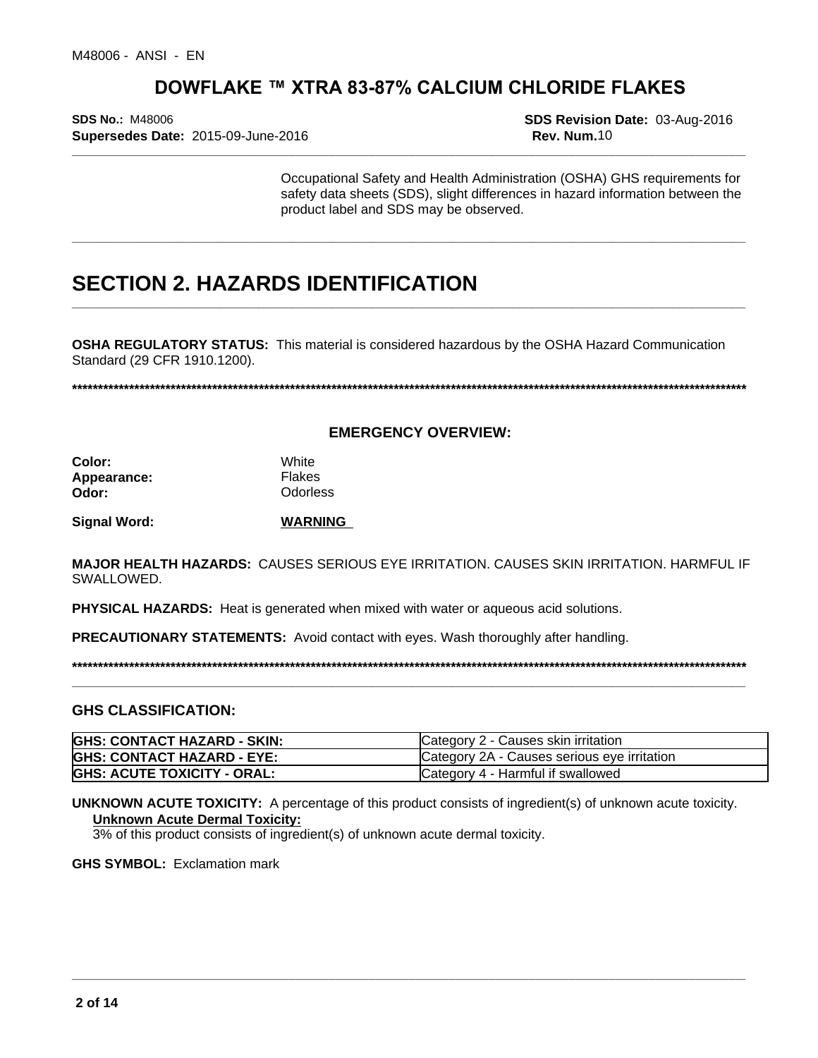# DOWFLAKE ™ XTRA 83-87% CALCIUM CHLORIDE FLAKES

**SDS No.:** M48006
**Supersedes Date:** 2015-09-June-2016

**SDS Revision Date:** 03-Aug-2016
**Rev. Num.** 10

Occupational Safety and Health Administration (OSHA) GHS requirements for safety data sheets (SDS), slight differences in hazard information between the product label and SDS may be observed.

## SECTION 2. HAZARDS IDENTIFICATION

**OSHA REGULATORY STATUS:** This material is considered hazardous by the OSHA Hazard Communication Standard (29 CFR 1910.1200).

******************************************************************************************************************************

### EMERGENCY OVERVIEW:

**Color:** White
**Appearance:** Flakes
**Odor:** Odorless

**Signal Word:** **WARNING**

**MAJOR HEALTH HAZARDS:** CAUSES SERIOUS EYE IRRITATION. CAUSES SKIN IRRITATION. HARMFUL IF SWALLOWED.

**PHYSICAL HAZARDS:** Heat is generated when mixed with water or aqueous acid solutions.

**PRECAUTIONARY STATEMENTS:** Avoid contact with eyes. Wash thoroughly after handling.

******************************************************************************************************************************

### GHS CLASSIFICATION:

| | |
|---|---|
| **GHS: CONTACT HAZARD - SKIN:** | Category 2 - Causes skin irritation |
| **GHS: CONTACT HAZARD - EYE:** | Category 2A - Causes serious eye irritation |
| **GHS: ACUTE TOXICITY - ORAL:** | Category 4 - Harmful if swallowed |

**UNKNOWN ACUTE TOXICITY:** A percentage of this product consists of ingredient(s) of unknown acute toxicity.

**Unknown Acute Dermal Toxicity:**
3% of this product consists of ingredient(s) of unknown acute dermal toxicity.

**GHS SYMBOL:** Exclamation mark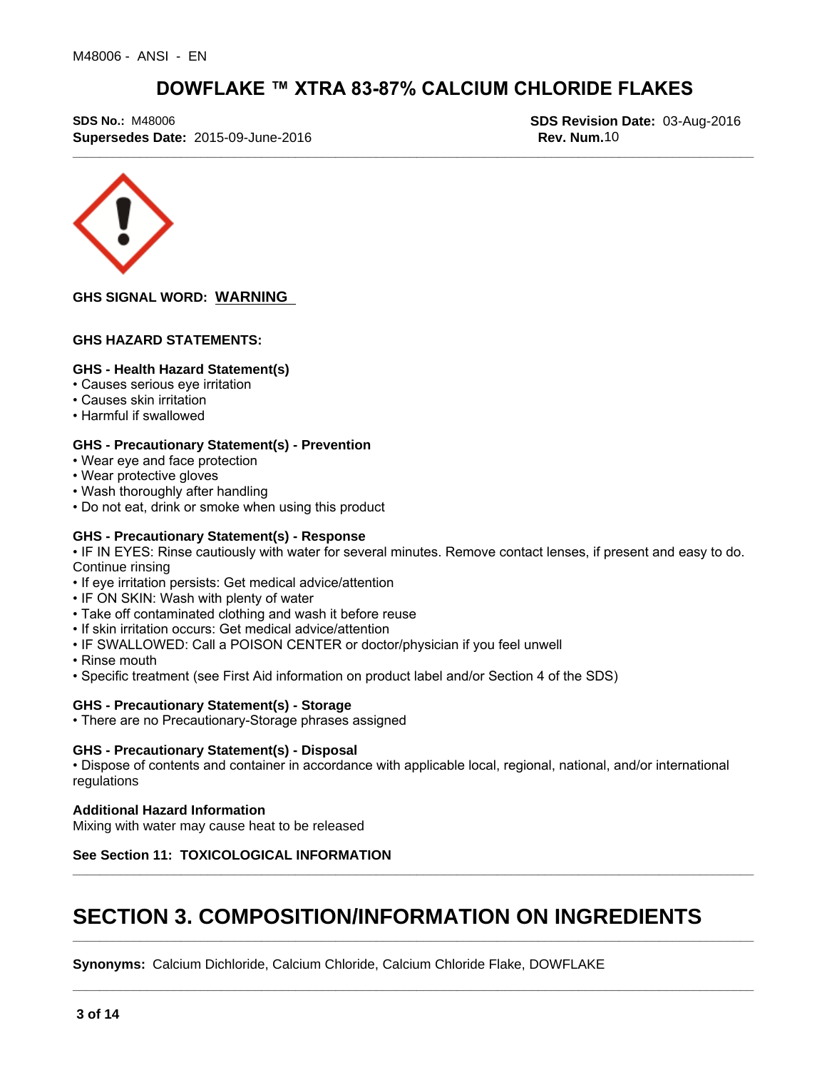# DOWFLAKE ™ XTRA 83-87% CALCIUM CHLORIDE FLAKES

**SDS No.:** M48006
**Supersedes Date:** 2015-09-June-2016

**SDS Revision Date:** 03-Aug-2016
**Rev. Num.**10

**GHS SIGNAL WORD:** WARNING

**GHS HAZARD STATEMENTS:**

**GHS - Health Hazard Statement(s)**
- Causes serious eye irritation
- Causes skin irritation
- Harmful if swallowed

**GHS - Precautionary Statement(s) - Prevention**
- Wear eye and face protection
- Wear protective gloves
- Wash thoroughly after handling
- Do not eat, drink or smoke when using this product

**GHS - Precautionary Statement(s) - Response**
- IF IN EYES: Rinse cautiously with water for several minutes. Remove contact lenses, if present and easy to do. Continue rinsing
- If eye irritation persists: Get medical advice/attention
- IF ON SKIN: Wash with plenty of water
- Take off contaminated clothing and wash it before reuse
- If skin irritation occurs: Get medical advice/attention
- IF SWALLOWED: Call a POISON CENTER or doctor/physician if you feel unwell
- Rinse mouth
- Specific treatment (see First Aid information on product label and/or Section 4 of the SDS)

**GHS - Precautionary Statement(s) - Storage**
- There are no Precautionary-Storage phrases assigned

**GHS - Precautionary Statement(s) - Disposal**
- Dispose of contents and container in accordance with applicable local, regional, national, and/or international regulations

**Additional Hazard Information**
Mixing with water may cause heat to be released

**See Section 11: TOXICOLOGICAL INFORMATION**

# SECTION 3. COMPOSITION/INFORMATION ON INGREDIENTS

**Synonyms:** Calcium Dichloride, Calcium Chloride, Calcium Chloride Flake, DOWFLAKE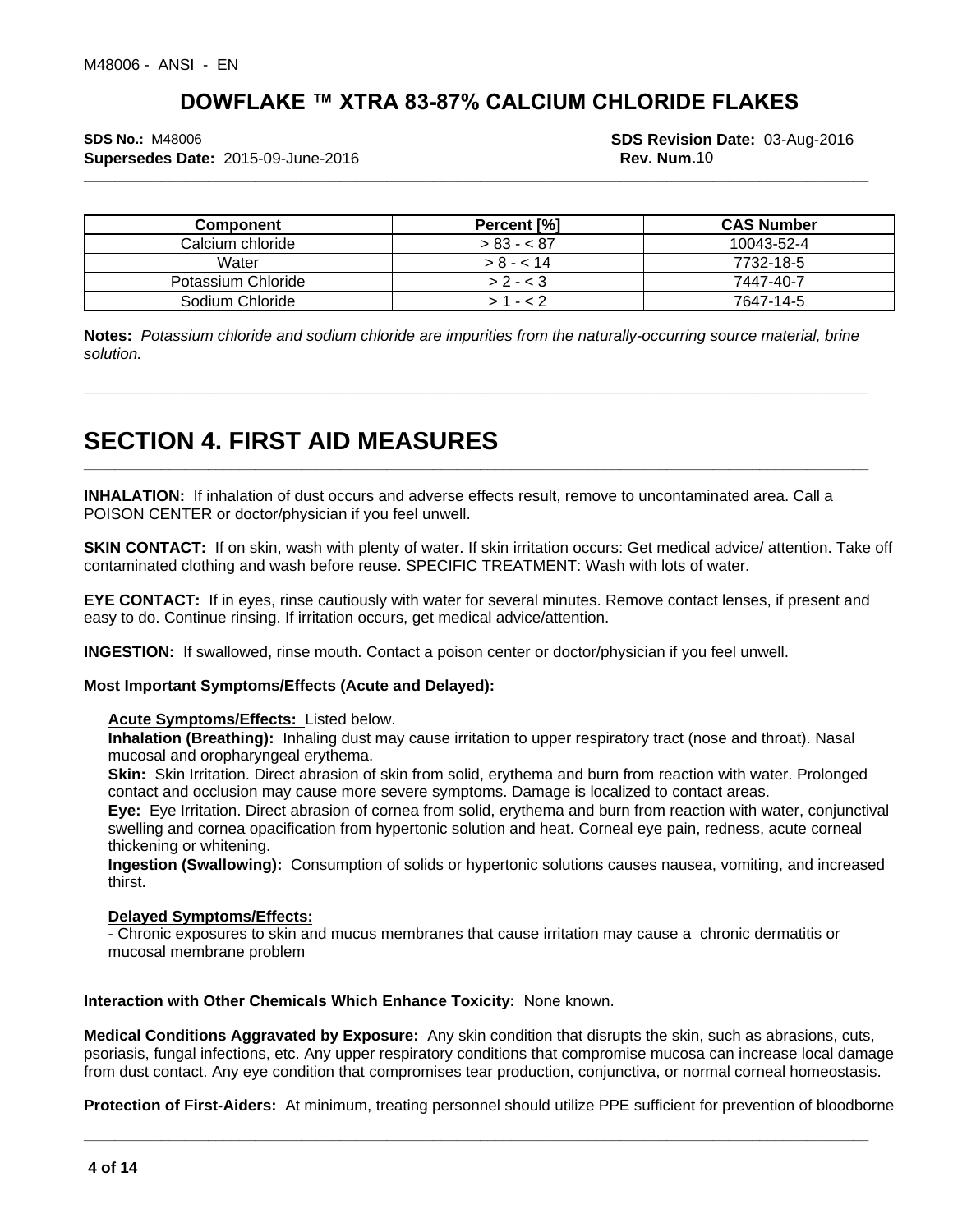| Component | Percent [%] | CAS Number |
| --- | --- | --- |
| Calcium chloride | > 83 - < 87 | 10043-52-4 |
| Water | > 8 - < 14 | 7732-18-5 |
| Potassium Chloride | > 2 - < 3 | 7447-40-7 |
| Sodium Chloride | > 1 - < 2 | 7647-14-5 |

**Notes:** *Potassium chloride and sodium chloride are impurities from the naturally-occurring source material, brine solution.*

# SECTION 4. FIRST AID MEASURES

**INHALATION:** If inhalation of dust occurs and adverse effects result, remove to uncontaminated area. Call a POISON CENTER or doctor/physician if you feel unwell.

**SKIN CONTACT:** If on skin, wash with plenty of water. If skin irritation occurs: Get medical advice/ attention. Take off contaminated clothing and wash before reuse. SPECIFIC TREATMENT: Wash with lots of water.

**EYE CONTACT:** If in eyes, rinse cautiously with water for several minutes. Remove contact lenses, if present and easy to do. Continue rinsing. If irritation occurs, get medical advice/attention.

**INGESTION:** If swallowed, rinse mouth. Contact a poison center or doctor/physician if you feel unwell.

**Most Important Symptoms/Effects (Acute and Delayed):**

**Acute Symptoms/Effects:** Listed below.
**Inhalation (Breathing):** Inhaling dust may cause irritation to upper respiratory tract (nose and throat). Nasal mucosal and oropharyngeal erythema.
**Skin:** Skin Irritation. Direct abrasion of skin from solid, erythema and burn from reaction with water. Prolonged contact and occlusion may cause more severe symptoms. Damage is localized to contact areas.
**Eye:** Eye Irritation. Direct abrasion of cornea from solid, erythema and burn from reaction with water, conjunctival swelling and cornea opacification from hypertonic solution and heat. Corneal eye pain, redness, acute corneal thickening or whitening.
**Ingestion (Swallowing):** Consumption of solids or hypertonic solutions causes nausea, vomiting, and increased thirst.

**Delayed Symptoms/Effects:**
- Chronic exposures to skin and mucus membranes that cause irritation may cause a chronic dermatitis or mucosal membrane problem

**Interaction with Other Chemicals Which Enhance Toxicity:** None known.

**Medical Conditions Aggravated by Exposure:** Any skin condition that disrupts the skin, such as abrasions, cuts, psoriasis, fungal infections, etc. Any upper respiratory conditions that compromise mucosa can increase local damage from dust contact. Any eye condition that compromises tear production, conjunctiva, or normal corneal homeostasis.

**Protection of First-Aiders:** At minimum, treating personnel should utilize PPE sufficient for prevention of bloodborne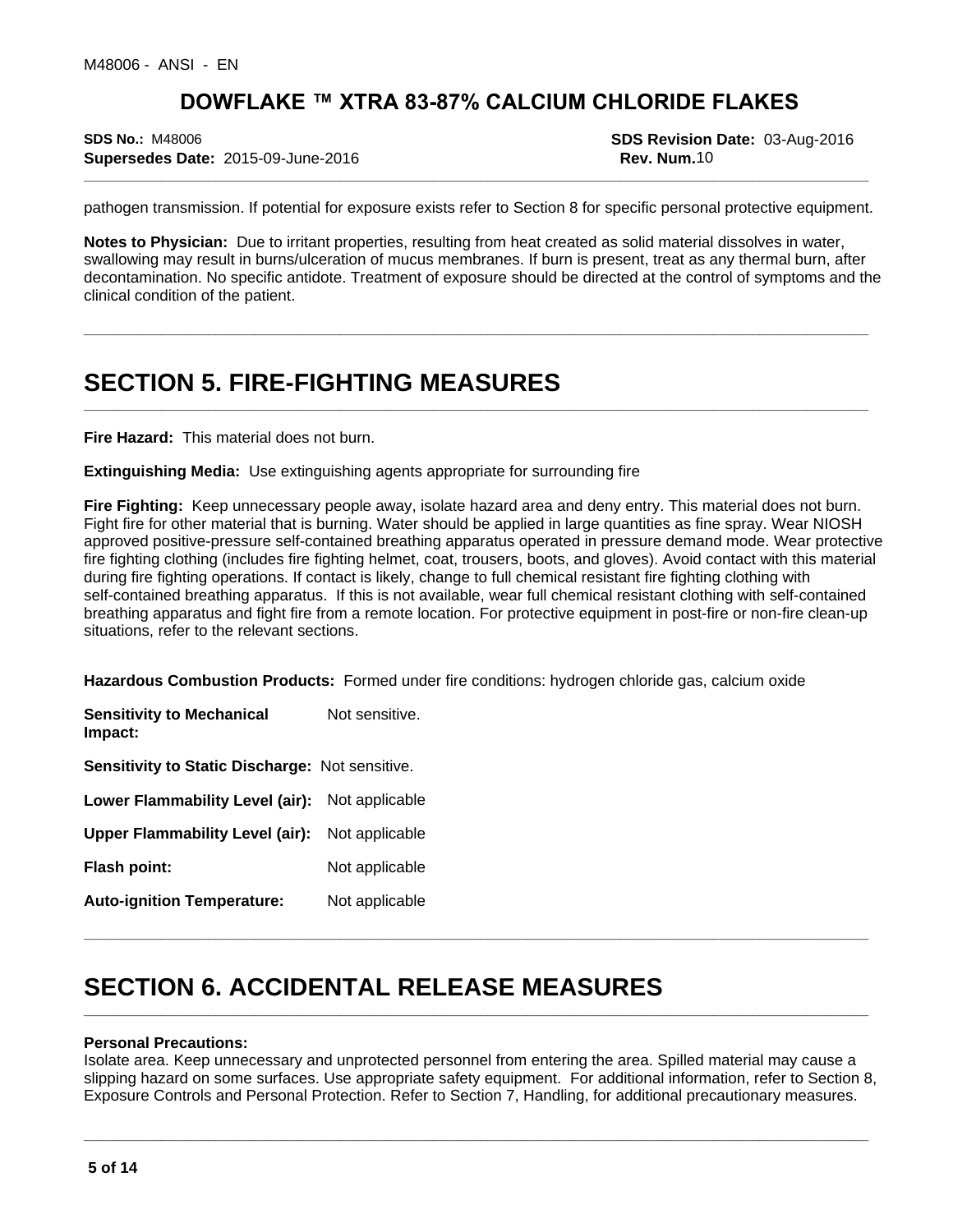pathogen transmission. If potential for exposure exists refer to Section 8 for specific personal protective equipment.

**Notes to Physician:** Due to irritant properties, resulting from heat created as solid material dissolves in water, swallowing may result in burns/ulceration of mucus membranes. If burn is present, treat as any thermal burn, after decontamination. No specific antidote. Treatment of exposure should be directed at the control of symptoms and the clinical condition of the patient.

# SECTION 5. FIRE-FIGHTING MEASURES

**Fire Hazard:** This material does not burn.

**Extinguishing Media:** Use extinguishing agents appropriate for surrounding fire

**Fire Fighting:** Keep unnecessary people away, isolate hazard area and deny entry. This material does not burn. Fight fire for other material that is burning. Water should be applied in large quantities as fine spray. Wear NIOSH approved positive-pressure self-contained breathing apparatus operated in pressure demand mode. Wear protective fire fighting clothing (includes fire fighting helmet, coat, trousers, boots, and gloves). Avoid contact with this material during fire fighting operations. If contact is likely, change to full chemical resistant fire fighting clothing with self-contained breathing apparatus. If this is not available, wear full chemical resistant clothing with self-contained breathing apparatus and fight fire from a remote location. For protective equipment in post-fire or non-fire clean-up situations, refer to the relevant sections.

**Hazardous Combustion Products:** Formed under fire conditions: hydrogen chloride gas, calcium oxide

**Sensitivity to Mechanical Impact:** Not sensitive.

**Sensitivity to Static Discharge:** Not sensitive.

**Lower Flammability Level (air):** Not applicable

**Upper Flammability Level (air):** Not applicable

**Flash point:** Not applicable

**Auto-ignition Temperature:** Not applicable

# SECTION 6. ACCIDENTAL RELEASE MEASURES

**Personal Precautions:**
Isolate area. Keep unnecessary and unprotected personnel from entering the area. Spilled material may cause a slipping hazard on some surfaces. Use appropriate safety equipment. For additional information, refer to Section 8, Exposure Controls and Personal Protection. Refer to Section 7, Handling, for additional precautionary measures.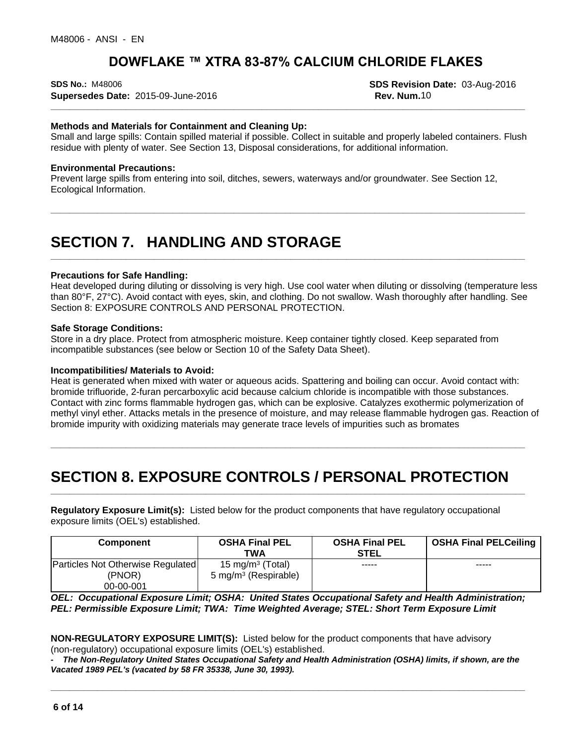**Methods and Materials for Containment and Cleaning Up:**
Small and large spills: Contain spilled material if possible. Collect in suitable and properly labeled containers. Flush residue with plenty of water. See Section 13, Disposal considerations, for additional information.

**Environmental Precautions:**
Prevent large spills from entering into soil, ditches, sewers, waterways and/or groundwater. See Section 12, Ecological Information.

# SECTION 7. HANDLING AND STORAGE

**Precautions for Safe Handling:**
Heat developed during diluting or dissolving is very high. Use cool water when diluting or dissolving (temperature less than 80°F, 27°C). Avoid contact with eyes, skin, and clothing. Do not swallow. Wash thoroughly after handling. See Section 8: EXPOSURE CONTROLS AND PERSONAL PROTECTION.

**Safe Storage Conditions:**
Store in a dry place. Protect from atmospheric moisture. Keep container tightly closed. Keep separated from incompatible substances (see below or Section 10 of the Safety Data Sheet).

**Incompatibilities/ Materials to Avoid:**
Heat is generated when mixed with water or aqueous acids. Spattering and boiling can occur. Avoid contact with: bromide trifluoride, 2-furan percarboxylic acid because calcium chloride is incompatible with those substances. Contact with zinc forms flammable hydrogen gas, which can be explosive. Catalyzes exothermic polymerization of methyl vinyl ether. Attacks metals in the presence of moisture, and may release flammable hydrogen gas. Reaction of bromide impurity with oxidizing materials may generate trace levels of impurities such as bromates

# SECTION 8. EXPOSURE CONTROLS / PERSONAL PROTECTION

**Regulatory Exposure Limit(s):** Listed below for the product components that have regulatory occupational exposure limits (OEL's) established.

| Component | OSHA Final PEL TWA | OSHA Final PEL STEL | OSHA Final PELCeiling |
|---|---|---|---|
| Particles Not Otherwise Regulated (PNOR) 00-00-001 | 15 mg/m³ (Total)<br>5 mg/m³ (Respirable) | ----- | ----- |

***OEL: Occupational Exposure Limit; OSHA: United States Occupational Safety and Health Administration; PEL: Permissible Exposure Limit; TWA: Time Weighted Average; STEL: Short Term Exposure Limit***

**NON-REGULATORY EXPOSURE LIMIT(S):** Listed below for the product components that have advisory (non-regulatory) occupational exposure limits (OEL's) established.

***- The Non-Regulatory United States Occupational Safety and Health Administration (OSHA) limits, if shown, are the Vacated 1989 PEL's (vacated by 58 FR 35338, June 30, 1993).***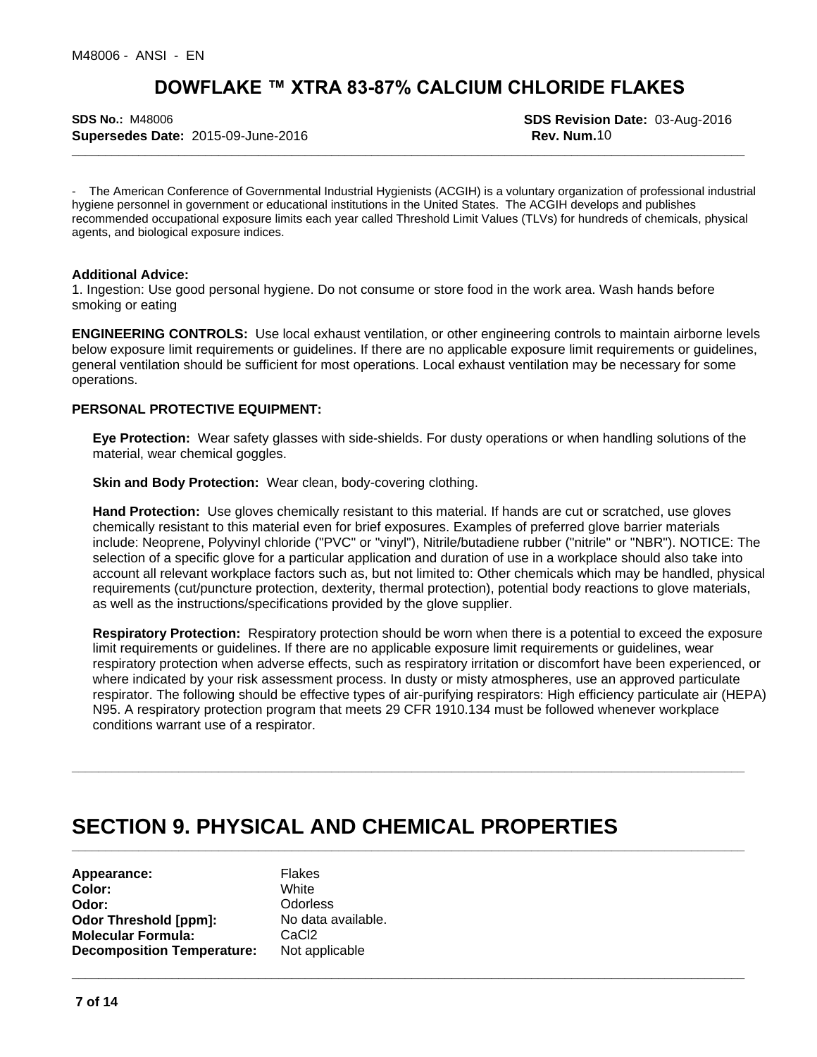- The American Conference of Governmental Industrial Hygienists (ACGIH) is a voluntary organization of professional industrial hygiene personnel in government or educational institutions in the United States. The ACGIH develops and publishes recommended occupational exposure limits each year called Threshold Limit Values (TLVs) for hundreds of chemicals, physical agents, and biological exposure indices.

**Additional Advice:**
1. Ingestion: Use good personal hygiene. Do not consume or store food in the work area. Wash hands before smoking or eating

**ENGINEERING CONTROLS:** Use local exhaust ventilation, or other engineering controls to maintain airborne levels below exposure limit requirements or guidelines. If there are no applicable exposure limit requirements or guidelines, general ventilation should be sufficient for most operations. Local exhaust ventilation may be necessary for some operations.

**PERSONAL PROTECTIVE EQUIPMENT:**

**Eye Protection:** Wear safety glasses with side-shields. For dusty operations or when handling solutions of the material, wear chemical goggles.

**Skin and Body Protection:** Wear clean, body-covering clothing.

**Hand Protection:** Use gloves chemically resistant to this material. If hands are cut or scratched, use gloves chemically resistant to this material even for brief exposures. Examples of preferred glove barrier materials include: Neoprene, Polyvinyl chloride ("PVC" or "vinyl"), Nitrile/butadiene rubber ("nitrile" or "NBR"). NOTICE: The selection of a specific glove for a particular application and duration of use in a workplace should also take into account all relevant workplace factors such as, but not limited to: Other chemicals which may be handled, physical requirements (cut/puncture protection, dexterity, thermal protection), potential body reactions to glove materials, as well as the instructions/specifications provided by the glove supplier.

**Respiratory Protection:** Respiratory protection should be worn when there is a potential to exceed the exposure limit requirements or guidelines. If there are no applicable exposure limit requirements or guidelines, wear respiratory protection when adverse effects, such as respiratory irritation or discomfort have been experienced, or where indicated by your risk assessment process. In dusty or misty atmospheres, use an approved particulate respirator. The following should be effective types of air-purifying respirators: High efficiency particulate air (HEPA) N95. A respiratory protection program that meets 29 CFR 1910.134 must be followed whenever workplace conditions warrant use of a respirator.

# SECTION 9. PHYSICAL AND CHEMICAL PROPERTIES

| | |
|---|---|
| **Appearance:** | Flakes |
| **Color:** | White |
| **Odor:** | Odorless |
| **Odor Threshold [ppm]:** | No data available. |
| **Molecular Formula:** | $CaCl_2$ |
| **Decomposition Temperature:** | Not applicable |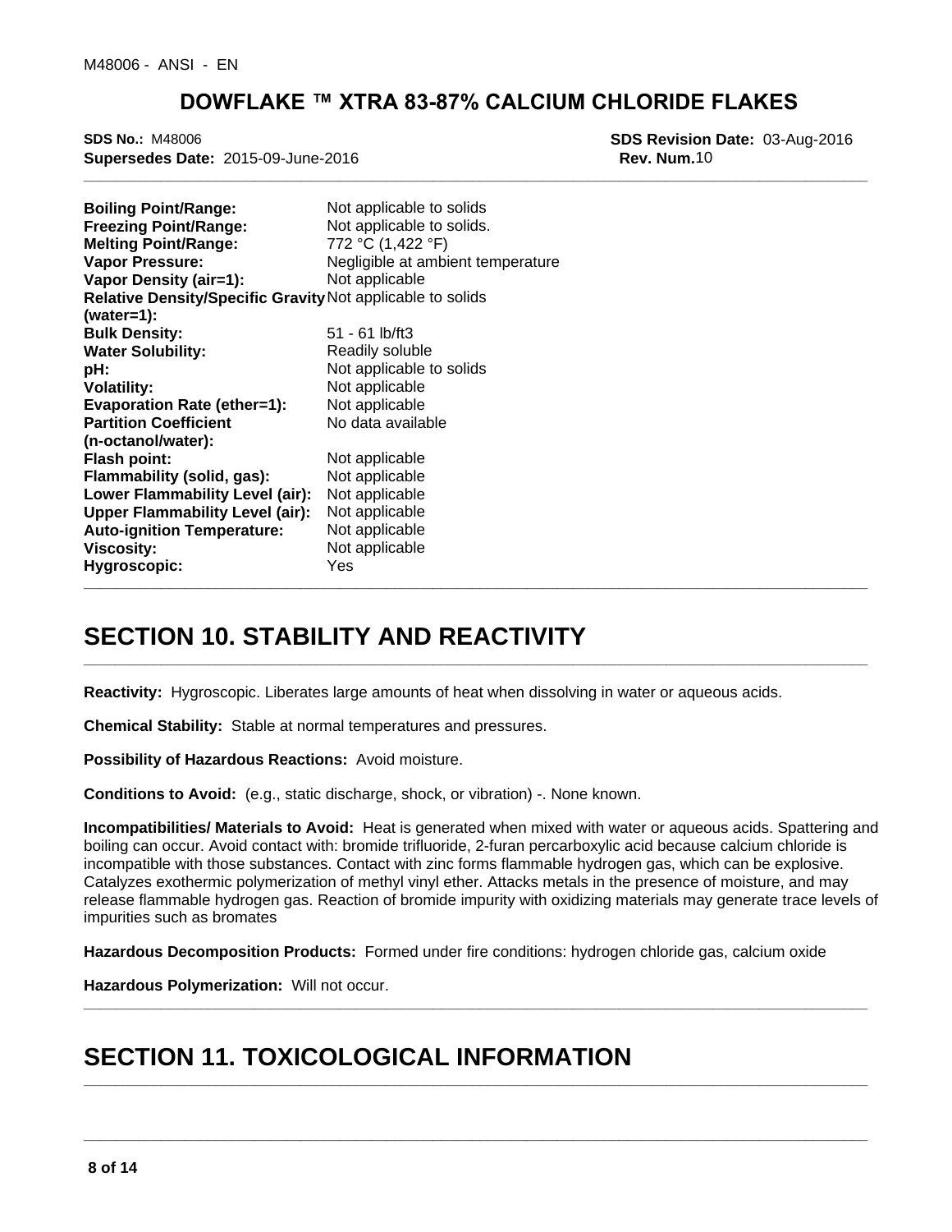| | |
|---|---|
| **Boiling Point/Range:** | Not applicable to solids |
| **Freezing Point/Range:** | Not applicable to solids. |
| **Melting Point/Range:** | 772 °C (1,422 °F) |
| **Vapor Pressure:** | Negligible at ambient temperature |
| **Vapor Density (air=1):** | Not applicable |
| **Relative Density/Specific Gravity (water=1):** | Not applicable to solids |
| **Bulk Density:** | 51 - 61 lb/ft3 |
| **Water Solubility:** | Readily soluble |
| **pH:** | Not applicable to solids |
| **Volatility:** | Not applicable |
| **Evaporation Rate (ether=1):** | Not applicable |
| **Partition Coefficient (n-octanol/water):** | No data available |
| **Flash point:** | Not applicable |
| **Flammability (solid, gas):** | Not applicable |
| **Lower Flammability Level (air):** | Not applicable |
| **Upper Flammability Level (air):** | Not applicable |
| **Auto-ignition Temperature:** | Not applicable |
| **Viscosity:** | Not applicable |
| **Hygroscopic:** | Yes |

# SECTION 10. STABILITY AND REACTIVITY

**Reactivity:** Hygroscopic. Liberates large amounts of heat when dissolving in water or aqueous acids.

**Chemical Stability:** Stable at normal temperatures and pressures.

**Possibility of Hazardous Reactions:** Avoid moisture.

**Conditions to Avoid:** (e.g., static discharge, shock, or vibration) -. None known.

**Incompatibilities/ Materials to Avoid:** Heat is generated when mixed with water or aqueous acids. Spattering and boiling can occur. Avoid contact with: bromide trifluoride, 2-furan percarboxylic acid because calcium chloride is incompatible with those substances. Contact with zinc forms flammable hydrogen gas, which can be explosive. Catalyzes exothermic polymerization of methyl vinyl ether. Attacks metals in the presence of moisture, and may release flammable hydrogen gas. Reaction of bromide impurity with oxidizing materials may generate trace levels of impurities such as bromates

**Hazardous Decomposition Products:** Formed under fire conditions: hydrogen chloride gas, calcium oxide

**Hazardous Polymerization:** Will not occur.

# SECTION 11. TOXICOLOGICAL INFORMATION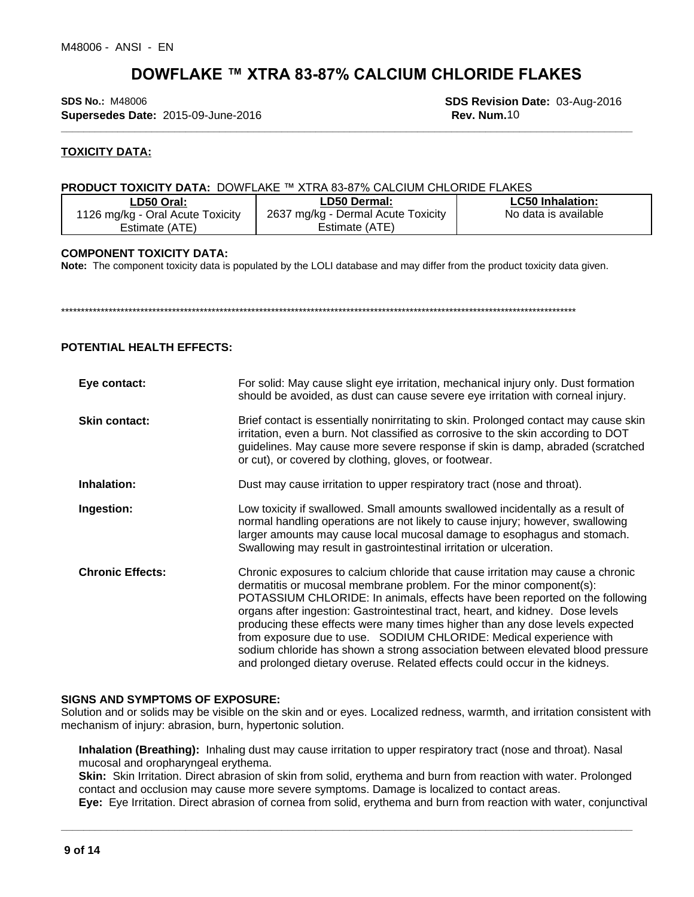## TOXICITY DATA:

**PRODUCT TOXICITY DATA:** DOWFLAKE ™ XTRA 83-87% CALCIUM CHLORIDE FLAKES

| LD50 Oral: | LD50 Dermal: | LC50 Inhalation: |
|---|---|---|
| 1126 mg/kg - Oral Acute Toxicity Estimate (ATE) | 2637 mg/kg - Dermal Acute Toxicity Estimate (ATE) | No data is available |

**COMPONENT TOXICITY DATA:**

**Note:** The component toxicity data is populated by the LOLI database and may differ from the product toxicity data given.

*****************************************************************************************************************************************

**POTENTIAL HEALTH EFFECTS:**

**Eye contact:** For solid: May cause slight eye irritation, mechanical injury only. Dust formation should be avoided, as dust can cause severe eye irritation with corneal injury.

**Skin contact:** Brief contact is essentially nonirritating to skin. Prolonged contact may cause skin irritation, even a burn. Not classified as corrosive to the skin according to DOT guidelines. May cause more severe response if skin is damp, abraded (scratched or cut), or covered by clothing, gloves, or footwear.

**Inhalation:** Dust may cause irritation to upper respiratory tract (nose and throat).

**Ingestion:** Low toxicity if swallowed. Small amounts swallowed incidentally as a result of normal handling operations are not likely to cause injury; however, swallowing larger amounts may cause local mucosal damage to esophagus and stomach. Swallowing may result in gastrointestinal irritation or ulceration.

**Chronic Effects:** Chronic exposures to calcium chloride that cause irritation may cause a chronic dermatitis or mucosal membrane problem. For the minor component(s): POTASSIUM CHLORIDE: In animals, effects have been reported on the following organs after ingestion: Gastrointestinal tract, heart, and kidney. Dose levels producing these effects were many times higher than any dose levels expected from exposure due to use. SODIUM CHLORIDE: Medical experience with sodium chloride has shown a strong association between elevated blood pressure and prolonged dietary overuse. Related effects could occur in the kidneys.

**SIGNS AND SYMPTOMS OF EXPOSURE:**

Solution and or solids may be visible on the skin and or eyes. Localized redness, warmth, and irritation consistent with mechanism of injury: abrasion, burn, hypertonic solution.

**Inhalation (Breathing):** Inhaling dust may cause irritation to upper respiratory tract (nose and throat). Nasal mucosal and oropharyngeal erythema.

**Skin:** Skin Irritation. Direct abrasion of skin from solid, erythema and burn from reaction with water. Prolonged contact and occlusion may cause more severe symptoms. Damage is localized to contact areas.

**Eye:** Eye Irritation. Direct abrasion of cornea from solid, erythema and burn from reaction with water, conjunctival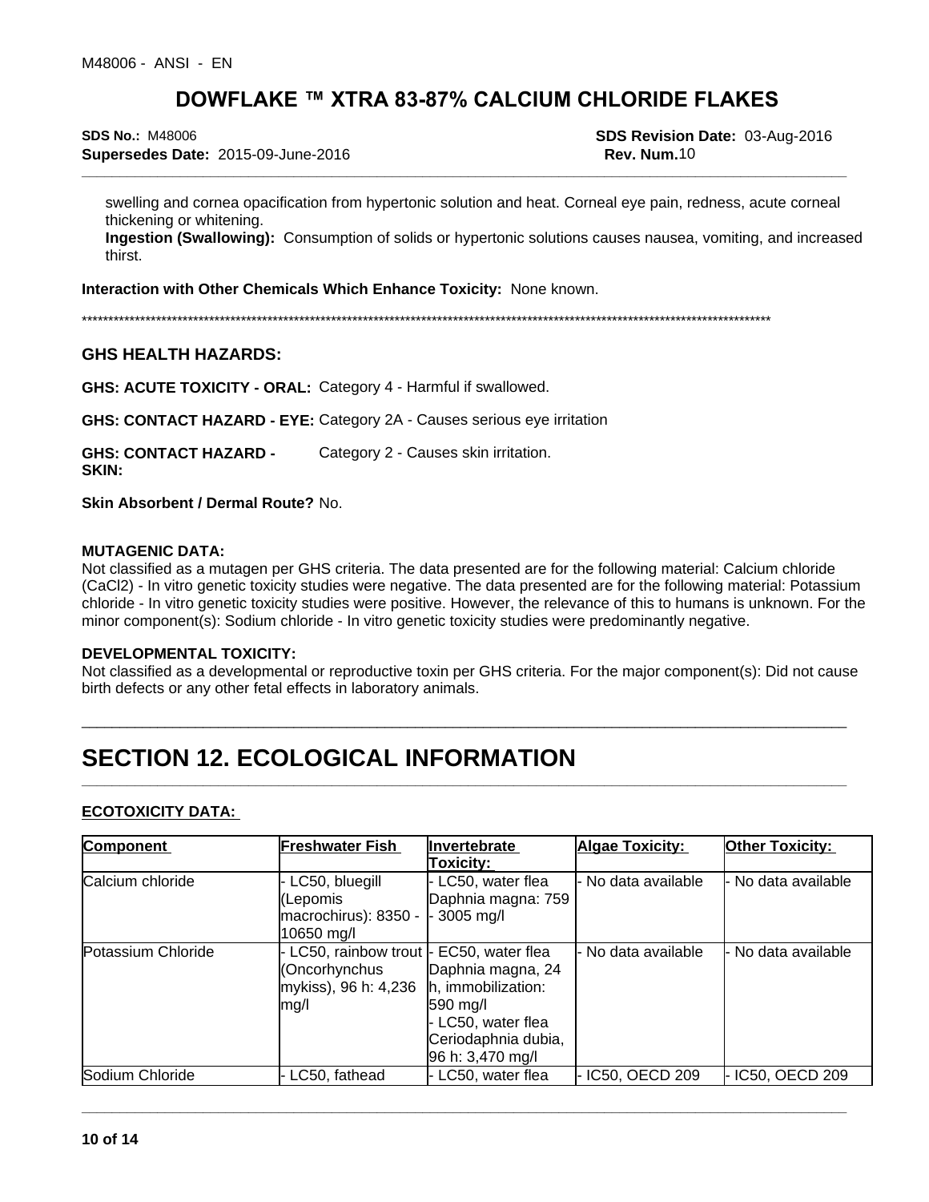swelling and cornea opacification from hypertonic solution and heat. Corneal eye pain, redness, acute corneal thickening or whitening.

**Ingestion (Swallowing):** Consumption of solids or hypertonic solutions causes nausea, vomiting, and increased thirst.

**Interaction with Other Chemicals Which Enhance Toxicity:** None known.

*****************************************************************************************************************************

### GHS HEALTH HAZARDS:

**GHS: ACUTE TOXICITY - ORAL:** Category 4 - Harmful if swallowed.

**GHS: CONTACT HAZARD - EYE:** Category 2A - Causes serious eye irritation

**GHS: CONTACT HAZARD - SKIN:** Category 2 - Causes skin irritation.

**Skin Absorbent / Dermal Route?** No.

**MUTAGENIC DATA:**

Not classified as a mutagen per GHS criteria. The data presented are for the following material: Calcium chloride ($CaCl_2$) - In vitro genetic toxicity studies were negative. The data presented are for the following material: Potassium chloride - In vitro genetic toxicity studies were positive. However, the relevance of this to humans is unknown. For the minor component(s): Sodium chloride - In vitro genetic toxicity studies were predominantly negative.

**DEVELOPMENTAL TOXICITY:**

Not classified as a developmental or reproductive toxin per GHS criteria. For the major component(s): Did not cause birth defects or any other fetal effects in laboratory animals.

# SECTION 12. ECOLOGICAL INFORMATION

**ECOTOXICITY DATA:**

| Component | Freshwater Fish | Invertebrate Toxicity: | Algae Toxicity: | Other Toxicity: |
|---|---|---|---|---|
| Calcium chloride | - LC50, bluegill (Lepomis macrochirus): 8350 - 10650 mg/l | - LC50, water flea Daphnia magna: 759 - 3005 mg/l | - No data available | - No data available |
| Potassium Chloride | - LC50, rainbow trout (Oncorhynchus mykiss), 96 h: 4,236 mg/l | - EC50, water flea Daphnia magna, 24 h, immobilization: 590 mg/l<br>- LC50, water flea Ceriodaphnia dubia, 96 h: 3,470 mg/l | - No data available | - No data available |
| Sodium Chloride | - LC50, fathead | - LC50, water flea | - IC50, OECD 209 | - IC50, OECD 209 |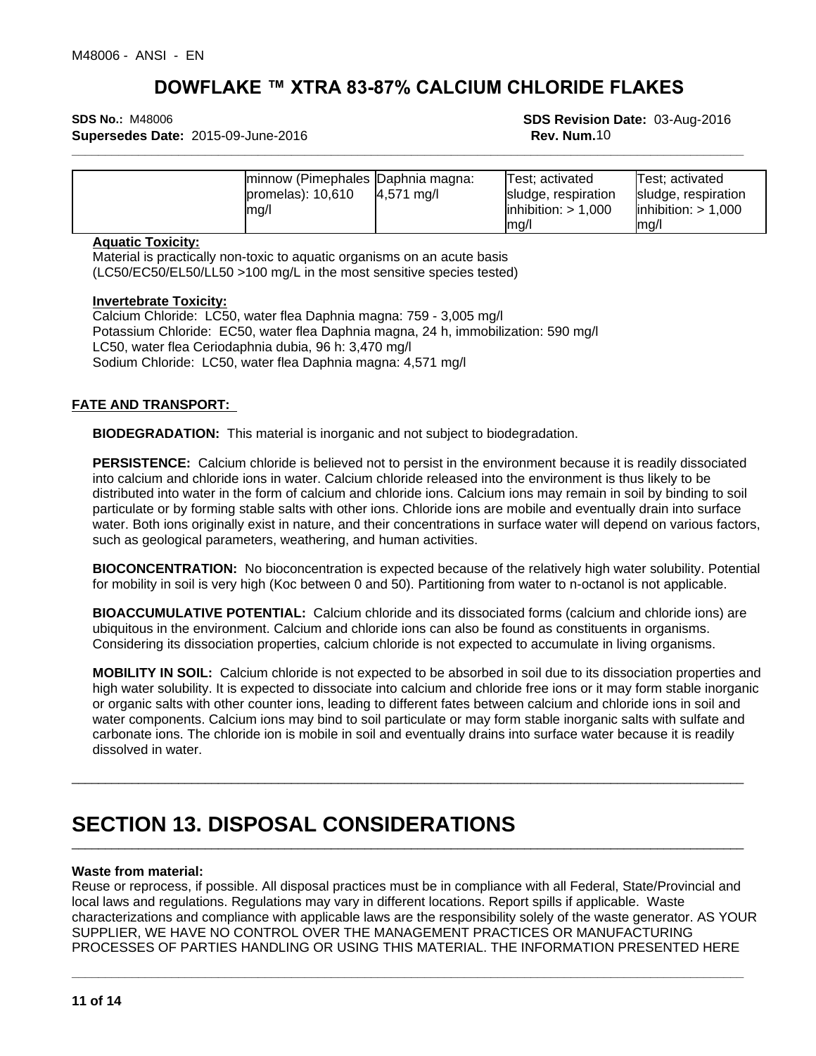| | minnow (Pimephales promelas): 10,610 mg/l | Daphnia magna: 4,571 mg/l | Test; activated sludge, respiration inhibition: > 1,000 mg/l | Test; activated sludge, respiration inhibition: > 1,000 mg/l |
|---|---|---|---|---|

**Aquatic Toxicity:**

Material is practically non-toxic to aquatic organisms on an acute basis (LC50/EC50/EL50/LL50 >100 mg/L in the most sensitive species tested)

**Invertebrate Toxicity:**

Calcium Chloride: LC50, water flea Daphnia magna: 759 - 3,005 mg/l
Potassium Chloride: EC50, water flea Daphnia magna, 24 h, immobilization: 590 mg/l
LC50, water flea Ceriodaphnia dubia, 96 h: 3,470 mg/l
Sodium Chloride: LC50, water flea Daphnia magna: 4,571 mg/l

**FATE AND TRANSPORT:**

**BIODEGRADATION:** This material is inorganic and not subject to biodegradation.

**PERSISTENCE:** Calcium chloride is believed not to persist in the environment because it is readily dissociated into calcium and chloride ions in water. Calcium chloride released into the environment is thus likely to be distributed into water in the form of calcium and chloride ions. Calcium ions may remain in soil by binding to soil particulate or by forming stable salts with other ions. Chloride ions are mobile and eventually drain into surface water. Both ions originally exist in nature, and their concentrations in surface water will depend on various factors, such as geological parameters, weathering, and human activities.

**BIOCONCENTRATION:** No bioconcentration is expected because of the relatively high water solubility. Potential for mobility in soil is very high (Koc between 0 and 50). Partitioning from water to n-octanol is not applicable.

**BIOACCUMULATIVE POTENTIAL:** Calcium chloride and its dissociated forms (calcium and chloride ions) are ubiquitous in the environment. Calcium and chloride ions can also be found as constituents in organisms. Considering its dissociation properties, calcium chloride is not expected to accumulate in living organisms.

**MOBILITY IN SOIL:** Calcium chloride is not expected to be absorbed in soil due to its dissociation properties and high water solubility. It is expected to dissociate into calcium and chloride free ions or it may form stable inorganic or organic salts with other counter ions, leading to different fates between calcium and chloride ions in soil and water components. Calcium ions may bind to soil particulate or may form stable inorganic salts with sulfate and carbonate ions. The chloride ion is mobile in soil and eventually drains into surface water because it is readily dissolved in water.

# SECTION 13. DISPOSAL CONSIDERATIONS

**Waste from material:**

Reuse or reprocess, if possible. All disposal practices must be in compliance with all Federal, State/Provincial and local laws and regulations. Regulations may vary in different locations. Report spills if applicable. Waste characterizations and compliance with applicable laws are the responsibility solely of the waste generator. AS YOUR SUPPLIER, WE HAVE NO CONTROL OVER THE MANAGEMENT PRACTICES OR MANUFACTURING PROCESSES OF PARTIES HANDLING OR USING THIS MATERIAL. THE INFORMATION PRESENTED HERE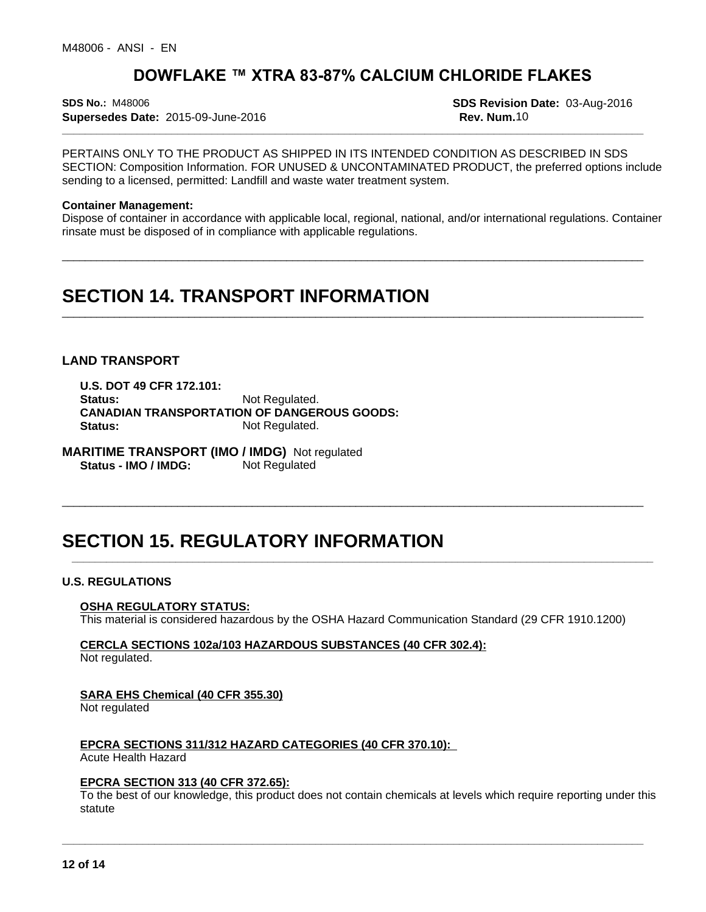PERTAINS ONLY TO THE PRODUCT AS SHIPPED IN ITS INTENDED CONDITION AS DESCRIBED IN SDS SECTION: Composition Information. FOR UNUSED & UNCONTAMINATED PRODUCT, the preferred options include sending to a licensed, permitted: Landfill and waste water treatment system.

**Container Management:**
Dispose of container in accordance with applicable local, regional, national, and/or international regulations. Container rinsate must be disposed of in compliance with applicable regulations.

# SECTION 14. TRANSPORT INFORMATION

### LAND TRANSPORT

**U.S. DOT 49 CFR 172.101:**
**Status:** Not Regulated.
**CANADIAN TRANSPORTATION OF DANGEROUS GOODS:**
**Status:** Not Regulated.

**MARITIME TRANSPORT (IMO / IMDG)** Not regulated
**Status - IMO / IMDG:** Not Regulated

# SECTION 15. REGULATORY INFORMATION

### U.S. REGULATIONS

**OSHA REGULATORY STATUS:**
This material is considered hazardous by the OSHA Hazard Communication Standard (29 CFR 1910.1200)

**CERCLA SECTIONS 102a/103 HAZARDOUS SUBSTANCES (40 CFR 302.4):**
Not regulated.

**SARA EHS Chemical (40 CFR 355.30)**
Not regulated

**EPCRA SECTIONS 311/312 HAZARD CATEGORIES (40 CFR 370.10):**
Acute Health Hazard

**EPCRA SECTION 313 (40 CFR 372.65):**
To the best of our knowledge, this product does not contain chemicals at levels which require reporting under this statute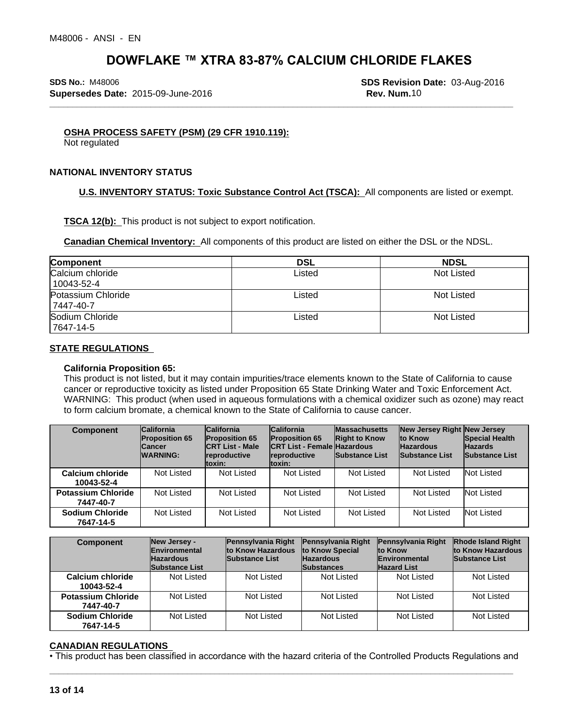**OSHA PROCESS SAFETY (PSM) (29 CFR 1910.119):**
Not regulated

## NATIONAL INVENTORY STATUS

**U.S. INVENTORY STATUS: Toxic Substance Control Act (TSCA):** All components are listed or exempt.

**TSCA 12(b):** This product is not subject to export notification.

**Canadian Chemical Inventory:** All components of this product are listed on either the DSL or the NDSL.

| Component | DSL | NDSL |
|---|---|---|
| Calcium chloride 10043-52-4 | Listed | Not Listed |
| Potassium Chloride 7447-40-7 | Listed | Not Listed |
| Sodium Chloride 7647-14-5 | Listed | Not Listed |

## STATE REGULATIONS

**California Proposition 65:**
This product is not listed, but it may contain impurities/trace elements known to the State of California to cause cancer or reproductive toxicity as listed under Proposition 65 State Drinking Water and Toxic Enforcement Act. WARNING: This product (when used in aqueous formulations with a chemical oxidizer such as ozone) may react to form calcium bromate, a chemical known to the State of California to cause cancer.

| Component | California Proposition 65 Cancer WARNING: | California Proposition 65 CRT List - Male reproductive toxin: | California Proposition 65 CRT List - Female reproductive toxin: | Massachusetts Right to Know Hazardous Substance List | New Jersey Right to Know Hazardous Substance List | New Jersey Special Health Hazards Substance List |
|---|---|---|---|---|---|---|
| **Calcium chloride 10043-52-4** | Not Listed | Not Listed | Not Listed | Not Listed | Not Listed | Not Listed |
| **Potassium Chloride 7447-40-7** | Not Listed | Not Listed | Not Listed | Not Listed | Not Listed | Not Listed |
| **Sodium Chloride 7647-14-5** | Not Listed | Not Listed | Not Listed | Not Listed | Not Listed | Not Listed |

| Component | New Jersey - Environmental Hazardous Substance List | Pennsylvania Right to Know Hazardous Substance List | Pennsylvania Right to Know Special Hazardous Substances | Pennsylvania Right to Know Environmental Hazard List | Rhode Island Right to Know Hazardous Substance List |
|---|---|---|---|---|---|
| **Calcium chloride 10043-52-4** | Not Listed | Not Listed | Not Listed | Not Listed | Not Listed |
| **Potassium Chloride 7447-40-7** | Not Listed | Not Listed | Not Listed | Not Listed | Not Listed |
| **Sodium Chloride 7647-14-5** | Not Listed | Not Listed | Not Listed | Not Listed | Not Listed |

## CANADIAN REGULATIONS

• This product has been classified in accordance with the hazard criteria of the Controlled Products Regulations and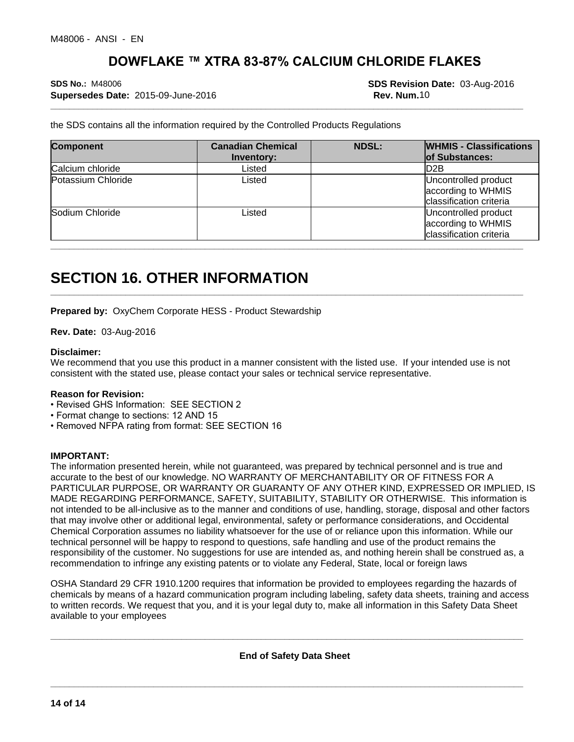the SDS contains all the information required by the Controlled Products Regulations

| Component | Canadian Chemical Inventory: | NDSL: | WHMIS - Classifications of Substances: |
| --- | --- | --- | --- |
| Calcium chloride | Listed | | D2B |
| Potassium Chloride | Listed | | Uncontrolled product according to WHMIS classification criteria |
| Sodium Chloride | Listed | | Uncontrolled product according to WHMIS classification criteria |

## SECTION 16. OTHER INFORMATION

**Prepared by:** OxyChem Corporate HESS - Product Stewardship

**Rev. Date:** 03-Aug-2016

**Disclaimer:**
We recommend that you use this product in a manner consistent with the listed use. If your intended use is not consistent with the stated use, please contact your sales or technical service representative.

**Reason for Revision:**
- Revised GHS Information: SEE SECTION 2
- Format change to sections: 12 AND 15
- Removed NFPA rating from format: SEE SECTION 16

**IMPORTANT:**
The information presented herein, while not guaranteed, was prepared by technical personnel and is true and accurate to the best of our knowledge. NO WARRANTY OF MERCHANTABILITY OR OF FITNESS FOR A PARTICULAR PURPOSE, OR WARRANTY OR GUARANTY OF ANY OTHER KIND, EXPRESSED OR IMPLIED, IS MADE REGARDING PERFORMANCE, SAFETY, SUITABILITY, STABILITY OR OTHERWISE. This information is not intended to be all-inclusive as to the manner and conditions of use, handling, storage, disposal and other factors that may involve other or additional legal, environmental, safety or performance considerations, and Occidental Chemical Corporation assumes no liability whatsoever for the use of or reliance upon this information. While our technical personnel will be happy to respond to questions, safe handling and use of the product remains the responsibility of the customer. No suggestions for use are intended as, and nothing herein shall be construed as, a recommendation to infringe any existing patents or to violate any Federal, State, local or foreign laws

OSHA Standard 29 CFR 1910.1200 requires that information be provided to employees regarding the hazards of chemicals by means of a hazard communication program including labeling, safety data sheets, training and access to written records. We request that you, and it is your legal duty to, make all information in this Safety Data Sheet available to your employees

**End of Safety Data Sheet**